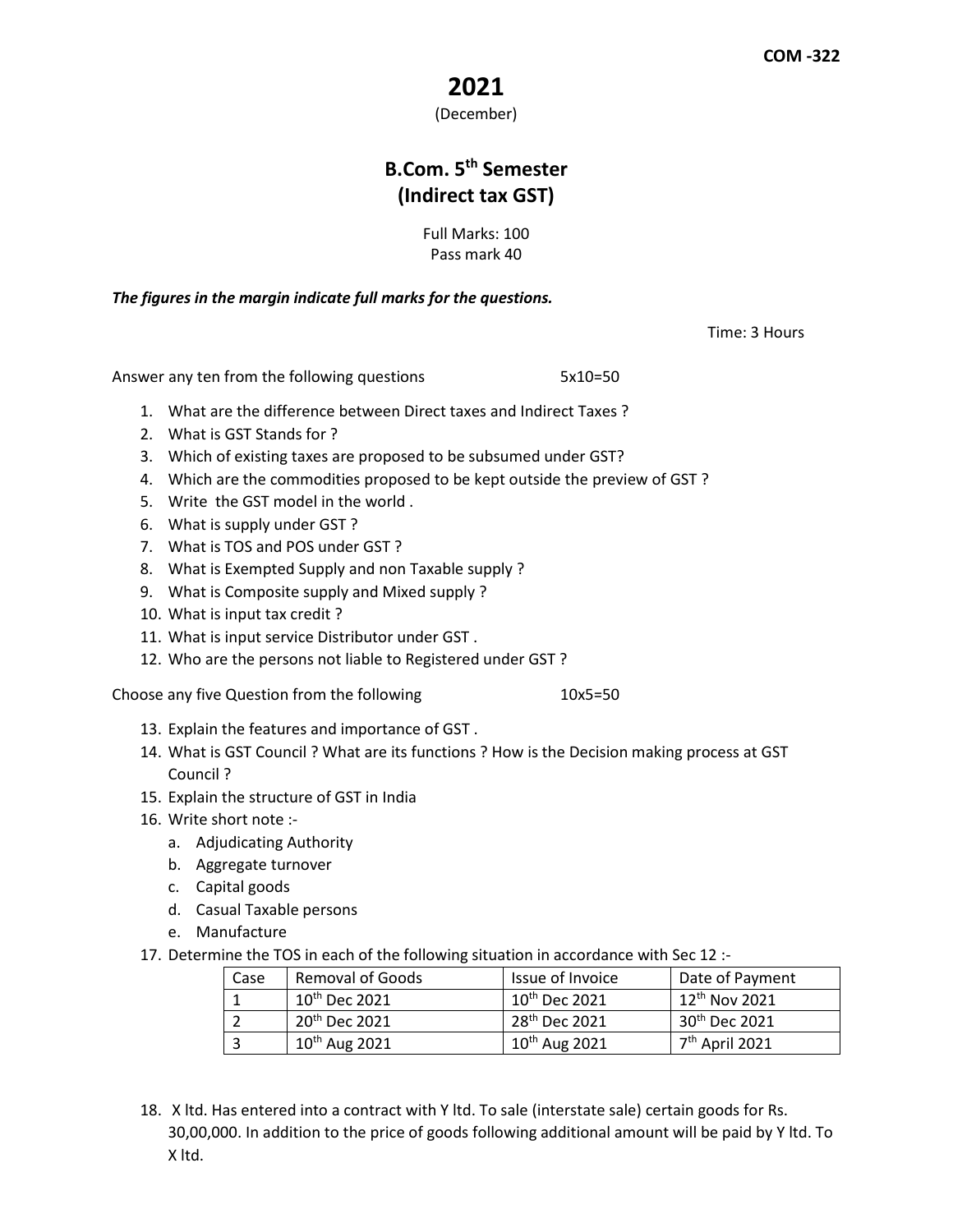**COM -322**

# 2021

(December)

## B.Com. 5th Semester
## (Indirect tax GST)

Full Marks: 100
Pass mark 40

***The figures in the margin indicate full marks for the questions.***

Time: 3 Hours

Answer any ten from the following questions 5x10=50

1. What are the difference between Direct taxes and Indirect Taxes ?
2. What is GST Stands for ?
3. Which of existing taxes are proposed to be subsumed under GST?
4. Which are the commodities proposed to be kept outside the preview of GST ?
5. Write the GST model in the world .
6. What is supply under GST ?
7. What is TOS and POS under GST ?
8. What is Exempted Supply and non Taxable supply ?
9. What is Composite supply and Mixed supply ?
10. What is input tax credit ?
11. What is input service Distributor under GST .
12. Who are the persons not liable to Registered under GST ?

Choose any five Question from the following 10x5=50

13. Explain the features and importance of GST .
14. What is GST Council ? What are its functions ? How is the Decision making process at GST Council ?
15. Explain the structure of GST in India
16. Write short note :-
    a. Adjudicating Authority
    b. Aggregate turnover
    c. Capital goods
    d. Casual Taxable persons
    e. Manufacture
17. Determine the TOS in each of the following situation in accordance with Sec 12 :-

| Case | Removal of Goods | Issue of Invoice | Date of Payment |
|---|---|---|---|
| 1 | 10th Dec 2021 | 10th Dec 2021 | 12th Nov 2021 |
| 2 | 20th Dec 2021 | 28th Dec 2021 | 30th Dec 2021 |
| 3 | 10th Aug 2021 | 10th Aug 2021 | 7th April 2021 |

18. X ltd. Has entered into a contract with Y ltd. To sale (interstate sale) certain goods for Rs. 30,00,000. In addition to the price of goods following additional amount will be paid by Y ltd. To X ltd.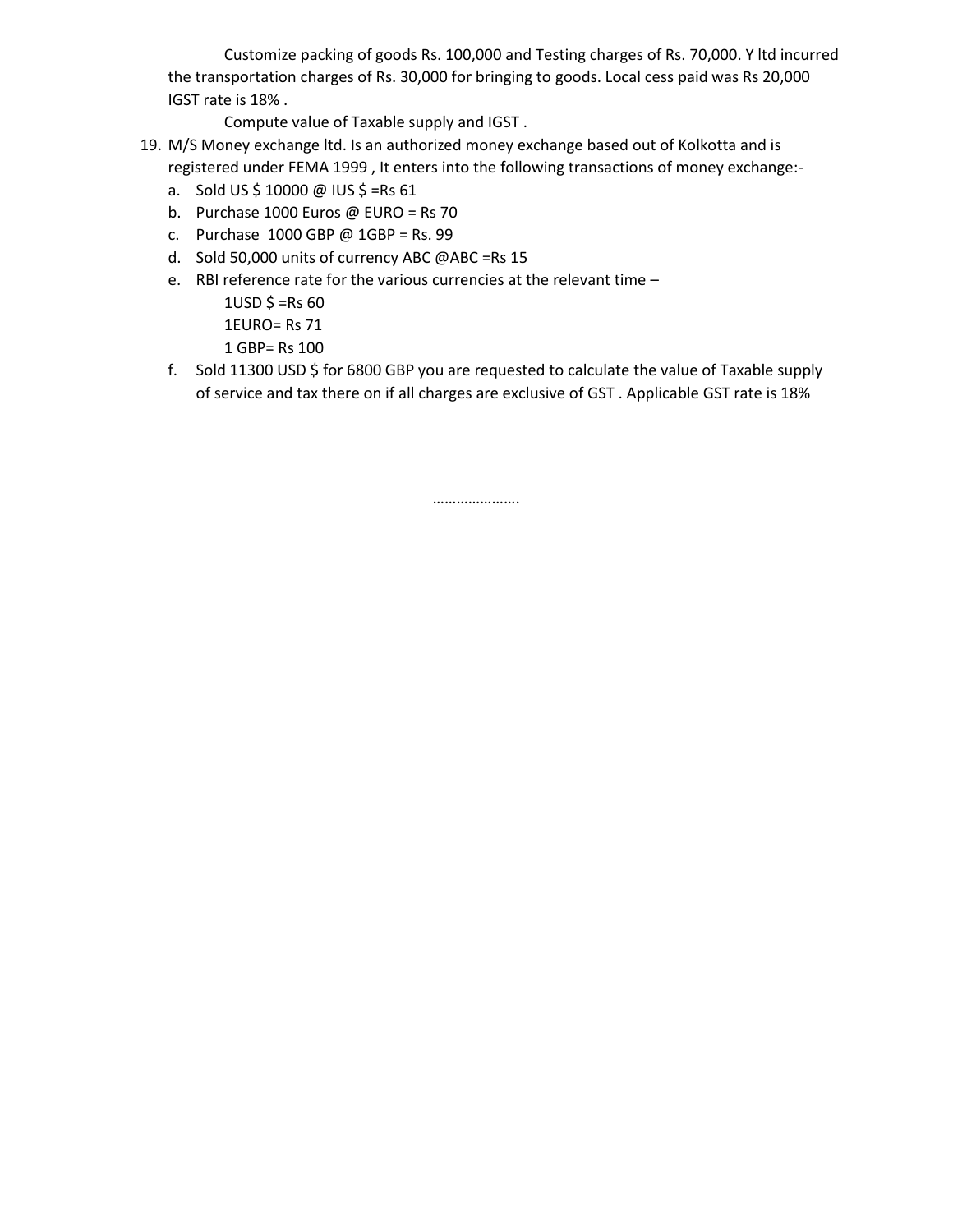Customize packing of goods Rs. 100,000 and Testing charges of Rs. 70,000. Y ltd incurred the transportation charges of Rs. 30,000 for bringing to goods. Local cess paid was Rs 20,000 IGST rate is 18% .

Compute value of Taxable supply and IGST .

19. M/S Money exchange ltd. Is an authorized money exchange based out of Kolkotta and is registered under FEMA 1999 , It enters into the following transactions of money exchange:-
    a. Sold US $ 10000 @ IUS $ =Rs 61
    b. Purchase 1000 Euros @ EURO = Rs 70
    c. Purchase 1000 GBP @ 1GBP = Rs. 99
    d. Sold 50,000 units of currency ABC @ABC =Rs 15
    e. RBI reference rate for the various currencies at the relevant time –

       1USD $ =Rs 60

       1EURO= Rs 71

       1 GBP= Rs 100
    f. Sold 11300 USD $ for 6800 GBP you are requested to calculate the value of Taxable supply of service and tax there on if all charges are exclusive of GST . Applicable GST rate is 18%

………………….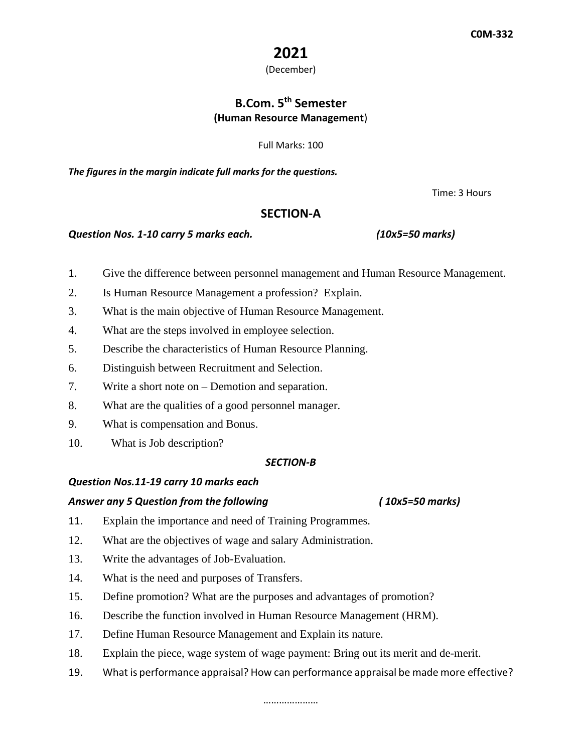C0M-332

# 2021

(December)

## B.Com. 5th Semester

**(Human Resource Management)**

Full Marks: 100

***The figures in the margin indicate full marks for the questions.***

Time: 3 Hours

## SECTION-A

***Question Nos. 1-10 carry 5 marks each.*** ***(10x5=50 marks)***

1. Give the difference between personnel management and Human Resource Management.
2. Is Human Resource Management a profession? Explain.
3. What is the main objective of Human Resource Management.
4. What are the steps involved in employee selection.
5. Describe the characteristics of Human Resource Planning.
6. Distinguish between Recruitment and Selection.
7. Write a short note on – Demotion and separation.
8. What are the qualities of a good personnel manager.
9. What is compensation and Bonus.
10. What is Job description?

## *SECTION-B*

***Question Nos.11-19 carry 10 marks each***

***Answer any 5 Question from the following*** ***( 10x5=50 marks)***

11. Explain the importance and need of Training Programmes.
12. What are the objectives of wage and salary Administration.
13. Write the advantages of Job-Evaluation.
14. What is the need and purposes of Transfers.
15. Define promotion? What are the purposes and advantages of promotion?
16. Describe the function involved in Human Resource Management (HRM).
17. Define Human Resource Management and Explain its nature.
18. Explain the piece, wage system of wage payment: Bring out its merit and de-merit.
19. What is performance appraisal? How can performance appraisal be made more effective?

…………………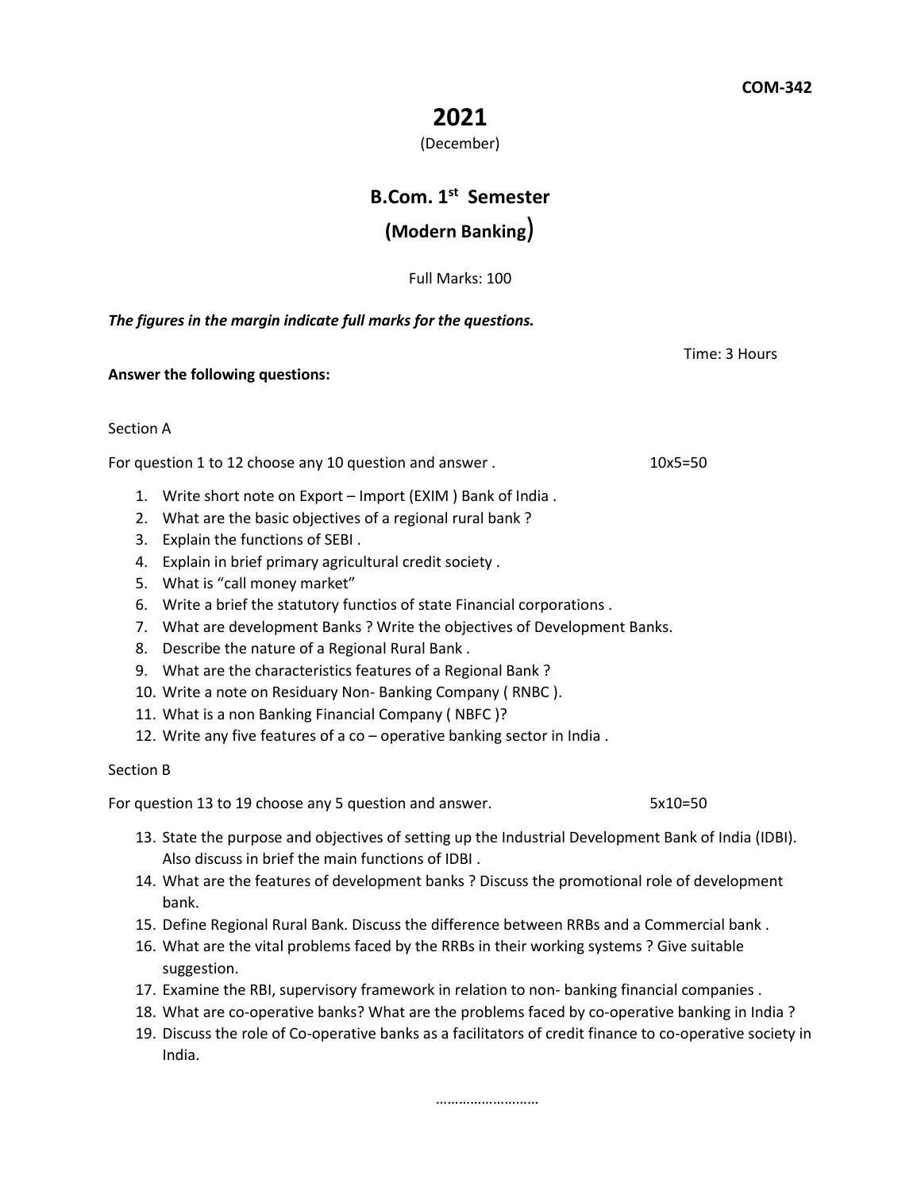**COM-342**

# 2021

(December)

## B.Com. 1st Semester

## (Modern Banking)

Full Marks: 100

***The figures in the margin indicate full marks for the questions.***

Time: 3 Hours

**Answer the following questions:**

Section A

For question 1 to 12 choose any 10 question and answer . 10x5=50

1. Write short note on Export – Import (EXIM ) Bank of India .
2. What are the basic objectives of a regional rural bank ?
3. Explain the functions of SEBI .
4. Explain in brief primary agricultural credit society .
5. What is "call money market"
6. Write a brief the statutory functios of state Financial corporations .
7. What are development Banks ? Write the objectives of Development Banks.
8. Describe the nature of a Regional Rural Bank .
9. What are the characteristics features of a Regional Bank ?
10. Write a note on Residuary Non- Banking Company ( RNBC ).
11. What is a non Banking Financial Company ( NBFC )?
12. Write any five features of a co – operative banking sector in India .

Section B

For question 13 to 19 choose any 5 question and answer. 5x10=50

13. State the purpose and objectives of setting up the Industrial Development Bank of India (IDBI). Also discuss in brief the main functions of IDBI .
14. What are the features of development banks ? Discuss the promotional role of development bank.
15. Define Regional Rural Bank. Discuss the difference between RRBs and a Commercial bank .
16. What are the vital problems faced by the RRBs in their working systems ? Give suitable suggestion.
17. Examine the RBI, supervisory framework in relation to non- banking financial companies .
18. What are co-operative banks? What are the problems faced by co-operative banking in India ?
19. Discuss the role of Co-operative banks as a facilitators of credit finance to co-operative society in India.

……………………